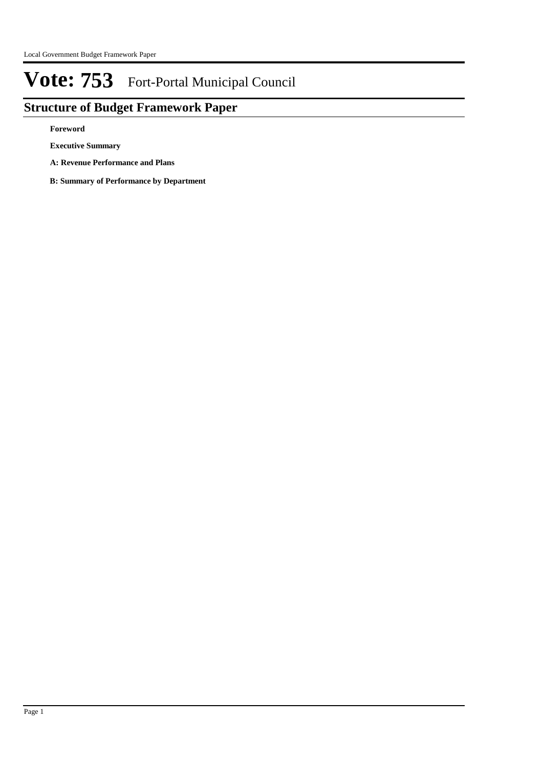# Vote: 753 Fort-Portal Municipal Council

## Structure of Budget Framework Paper

**Foreword**

**Executive Summary**

**A: Revenue Performance and Plans**

**B: Summary of Performance by Department**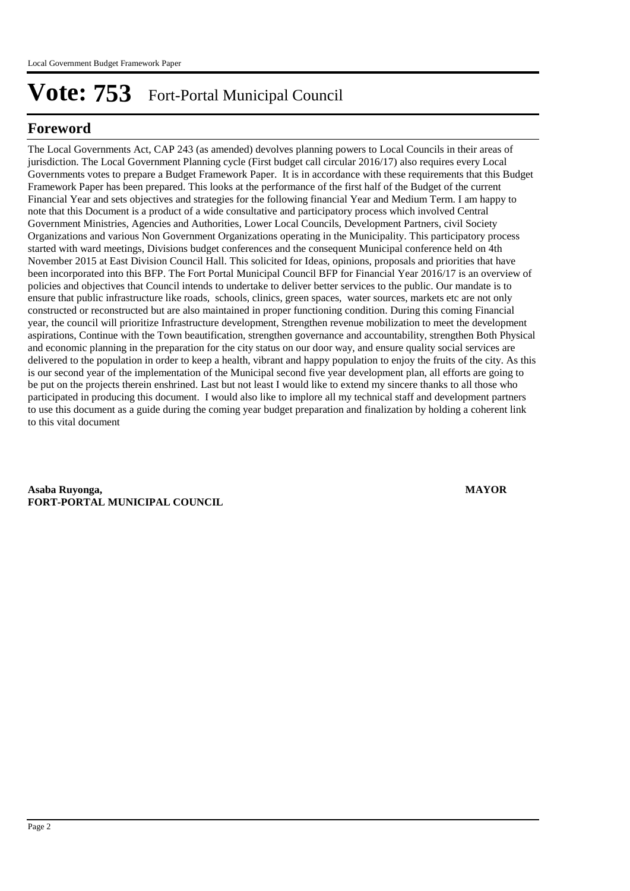# Vote: 753 Fort-Portal Municipal Council

## Foreword

The Local Governments Act, CAP 243 (as amended) devolves planning powers to Local Councils in their areas of jurisdiction. The Local Government Planning cycle (First budget call circular 2016/17) also requires every Local Governments votes to prepare a Budget Framework Paper. It is in accordance with these requirements that this Budget Framework Paper has been prepared. This looks at the performance of the first half of the Budget of the current Financial Year and sets objectives and strategies for the following financial Year and Medium Term. I am happy to note that this Document is a product of a wide consultative and participatory process which involved Central Government Ministries, Agencies and Authorities, Lower Local Councils, Development Partners, civil Society Organizations and various Non Government Organizations operating in the Municipality. This participatory process started with ward meetings, Divisions budget conferences and the consequent Municipal conference held on 4th November 2015 at East Division Council Hall. This solicited for Ideas, opinions, proposals and priorities that have been incorporated into this BFP. The Fort Portal Municipal Council BFP for Financial Year 2016/17 is an overview of policies and objectives that Council intends to undertake to deliver better services to the public. Our mandate is to ensure that public infrastructure like roads, schools, clinics, green spaces, water sources, markets etc are not only constructed or reconstructed but are also maintained in proper functioning condition. During this coming Financial year, the council will prioritize Infrastructure development, Strengthen revenue mobilization to meet the development aspirations, Continue with the Town beautification, strengthen governance and accountability, strengthen Both Physical and economic planning in the preparation for the city status on our door way, and ensure quality social services are delivered to the population in order to keep a health, vibrant and happy population to enjoy the fruits of the city. As this is our second year of the implementation of the Municipal second five year development plan, all efforts are going to be put on the projects therein enshrined. Last but not least I would like to extend my sincere thanks to all those who participated in producing this document. I would also like to implore all my technical staff and development partners to use this document as a guide during the coming year budget preparation and finalization by holding a coherent link to this vital document

**Asaba Ruyonga,** **MAYOR**
**FORT-PORTAL MUNICIPAL COUNCIL**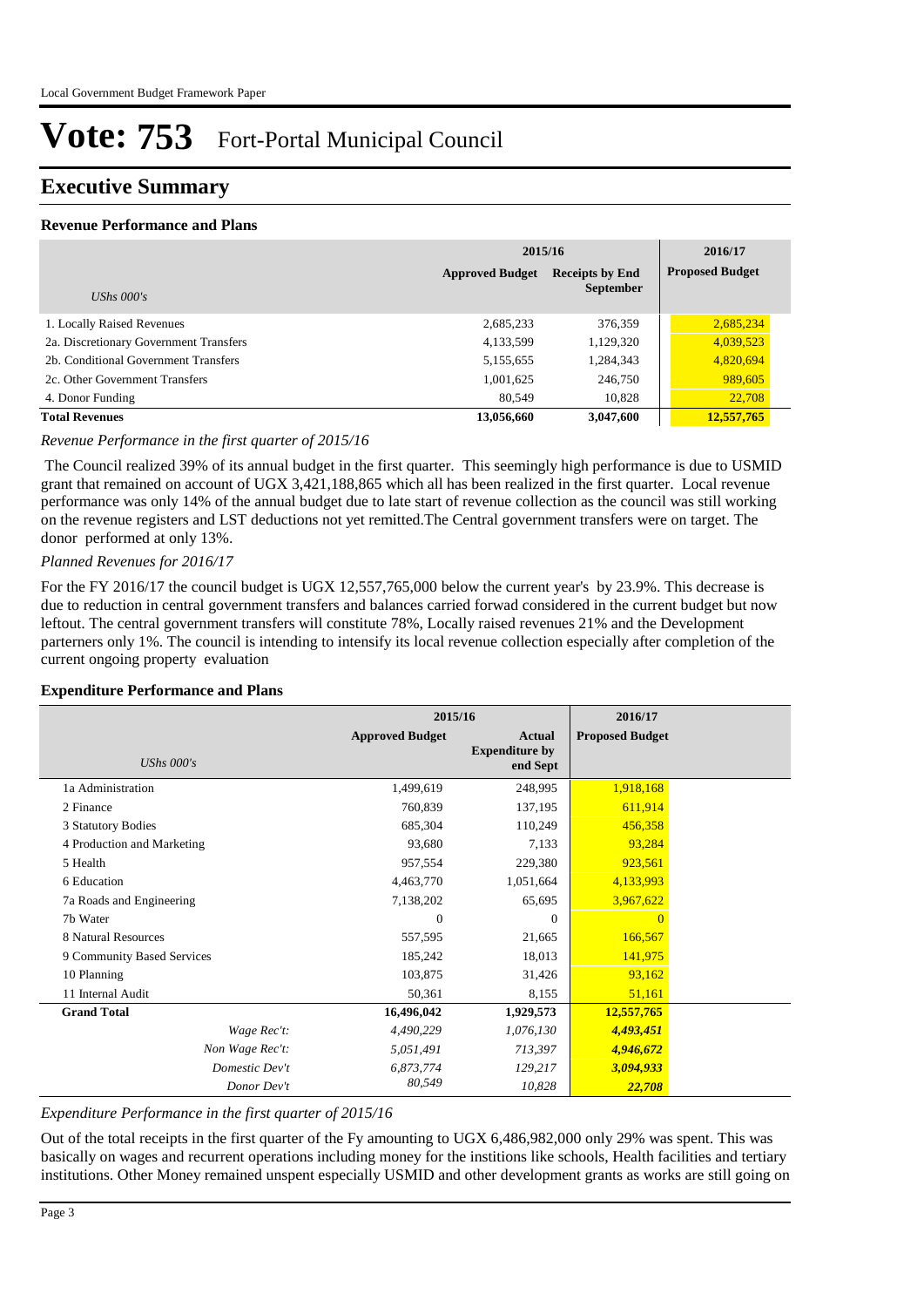# Vote: 753 Fort-Portal Municipal Council

## Executive Summary

### Revenue Performance and Plans

| UShs 000's | 2015/16 Approved Budget | 2015/16 Receipts by End September | 2016/17 Proposed Budget |
|---|---|---|---|
| 1. Locally Raised Revenues | 2,685,233 | 376,359 | 2,685,234 |
| 2a. Discretionary Government Transfers | 4,133,599 | 1,129,320 | 4,039,523 |
| 2b. Conditional Government Transfers | 5,155,655 | 1,284,343 | 4,820,694 |
| 2c. Other Government Transfers | 1,001,625 | 246,750 | 989,605 |
| 4. Donor Funding | 80,549 | 10,828 | 22,708 |
| **Total Revenues** | **13,056,660** | **3,047,600** | **12,557,765** |

*Revenue Performance in the first quarter of 2015/16*

The Council realized 39% of its annual budget in the first quarter. This seemingly high performance is due to USMID grant that remained on account of UGX 3,421,188,865 which all has been realized in the first quarter. Local revenue performance was only 14% of the annual budget due to late start of revenue collection as the council was still working on the revenue registers and LST deductions not yet remitted.The Central government transfers were on target. The donor performed at only 13%.

*Planned Revenues for 2016/17*

For the FY 2016/17 the council budget is UGX 12,557,765,000 below the current year's by 23.9%. This decrease is due to reduction in central government transfers and balances carried forwad considered in the current budget but now leftout. The central government transfers will constitute 78%, Locally raised revenues 21% and the Development parterners only 1%. The council is intending to intensify its local revenue collection especially after completion of the current ongoing property evaluation

### Expenditure Performance and Plans

| UShs 000's | 2015/16 Approved Budget | 2015/16 Actual Expenditure by end Sept | 2016/17 Proposed Budget |
|---|---|---|---|
| 1a Administration | 1,499,619 | 248,995 | 1,918,168 |
| 2 Finance | 760,839 | 137,195 | 611,914 |
| 3 Statutory Bodies | 685,304 | 110,249 | 456,358 |
| 4 Production and Marketing | 93,680 | 7,133 | 93,284 |
| 5 Health | 957,554 | 229,380 | 923,561 |
| 6 Education | 4,463,770 | 1,051,664 | 4,133,993 |
| 7a Roads and Engineering | 7,138,202 | 65,695 | 3,967,622 |
| 7b Water | 0 | 0 | 0 |
| 8 Natural Resources | 557,595 | 21,665 | 166,567 |
| 9 Community Based Services | 185,242 | 18,013 | 141,975 |
| 10 Planning | 103,875 | 31,426 | 93,162 |
| 11 Internal Audit | 50,361 | 8,155 | 51,161 |
| **Grand Total** | **16,496,042** | **1,929,573** | **12,557,765** |
| *Wage Rec't:* | *4,490,229* | *1,076,130* | ***4,493,451*** |
| *Non Wage Rec't:* | *5,051,491* | *713,397* | ***4,946,672*** |
| *Domestic Dev't* | *6,873,774* | *129,217* | ***3,094,933*** |
| *Donor Dev't* | *80,549* | *10,828* | ***22,708*** |

*Expenditure Performance in the first quarter of 2015/16*

Out of the total receipts in the first quarter of the Fy amounting to UGX 6,486,982,000 only 29% was spent. This was basically on wages and recurrent operations including money for the institions like schools, Health facilities and tertiary institutions. Other Money remained unspent especially USMID and other development grants as works are still going on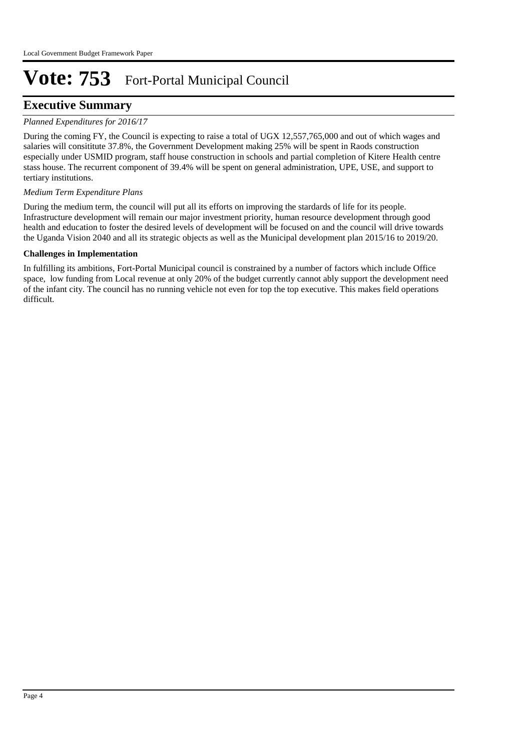# Vote: 753 Fort-Portal Municipal Council

## Executive Summary

*Planned Expenditures for 2016/17*

During the coming FY, the Council is expecting to raise a total of UGX 12,557,765,000 and out of which wages and salaries will consititute 37.8%, the Government Development making 25% will be spent in Raods construction especially under USMID program, staff house construction in schools and partial completion of Kitere Health centre stass house. The recurrent component of 39.4% will be spent on general administration, UPE, USE, and support to tertiary institutions.

*Medium Term Expenditure Plans*

During the medium term, the council will put all its efforts on improving the stardards of life for its people. Infrastructure development will remain our major investment priority, human resource development through good health and education to foster the desired levels of development will be focused on and the council will drive towards the Uganda Vision 2040 and all its strategic objects as well as the Municipal development plan 2015/16 to 2019/20.

**Challenges in Implementation**

In fulfilling its ambitions, Fort-Portal Municipal council is constrained by a number of factors which include Office space, low funding from Local revenue at only 20% of the budget currently cannot ably support the development need of the infant city. The council has no running vehicle not even for top the top executive. This makes field operations difficult.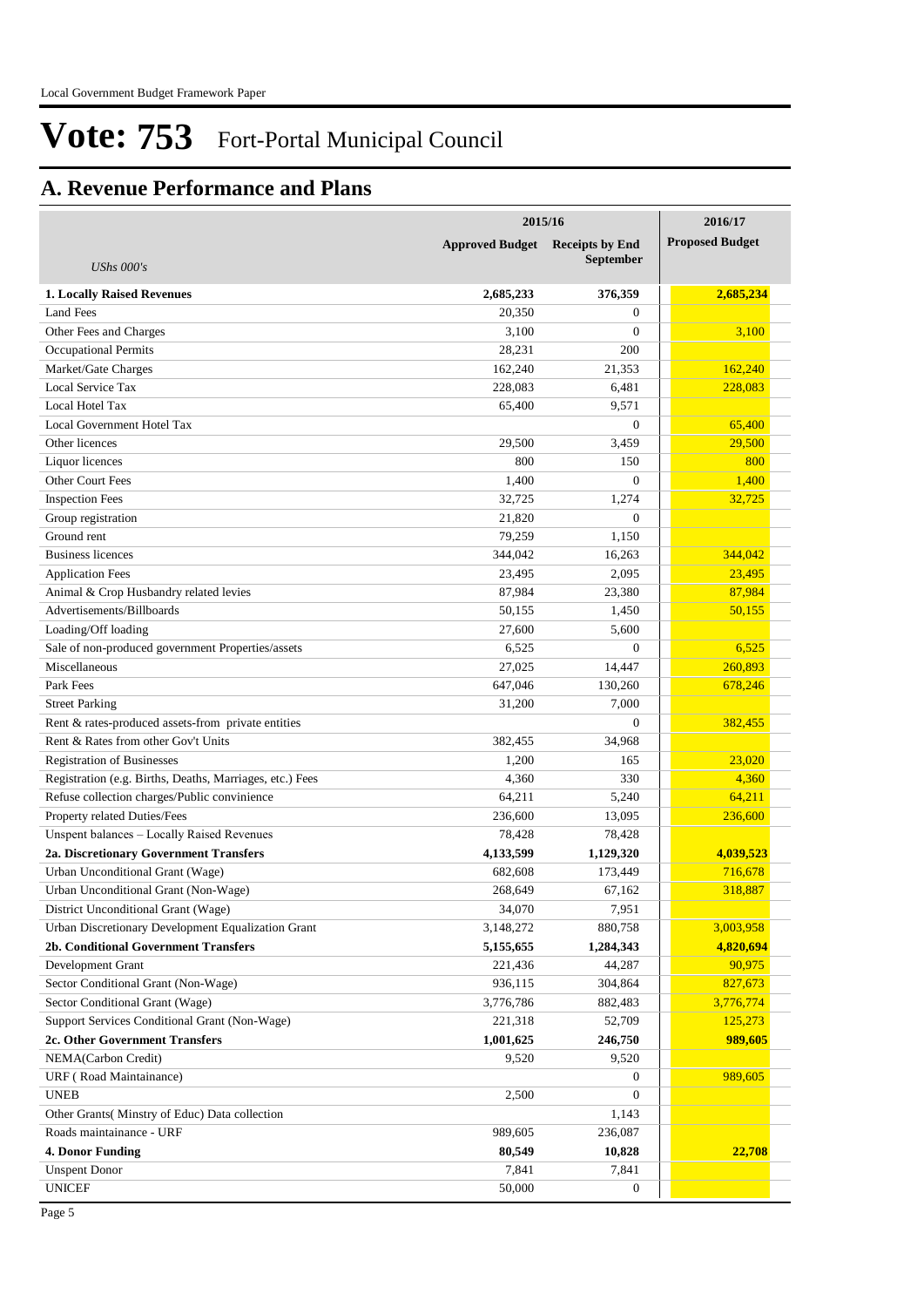# Vote: 753 Fort-Portal Municipal Council

## A. Revenue Performance and Plans

| *UShs 000's* | 2015/16 Approved Budget | 2015/16 Receipts by End September | 2016/17 Proposed Budget |
|---|---|---|---|
| **1. Locally Raised Revenues** | **2,685,233** | **376,359** | **2,685,234** |
| Land Fees | 20,350 | 0 | |
| Other Fees and Charges | 3,100 | 0 | 3,100 |
| Occupational Permits | 28,231 | 200 | |
| Market/Gate Charges | 162,240 | 21,353 | 162,240 |
| Local Service Tax | 228,083 | 6,481 | 228,083 |
| Local Hotel Tax | 65,400 | 9,571 | |
| Local Government Hotel Tax | | 0 | 65,400 |
| Other licences | 29,500 | 3,459 | 29,500 |
| Liquor licences | 800 | 150 | 800 |
| Other Court Fees | 1,400 | 0 | 1,400 |
| Inspection Fees | 32,725 | 1,274 | 32,725 |
| Group registration | 21,820 | 0 | |
| Ground rent | 79,259 | 1,150 | |
| Business licences | 344,042 | 16,263 | 344,042 |
| Application Fees | 23,495 | 2,095 | 23,495 |
| Animal & Crop Husbandry related levies | 87,984 | 23,380 | 87,984 |
| Advertisements/Billboards | 50,155 | 1,450 | 50,155 |
| Loading/Off loading | 27,600 | 5,600 | |
| Sale of non-produced government Properties/assets | 6,525 | 0 | 6,525 |
| Miscellaneous | 27,025 | 14,447 | 260,893 |
| Park Fees | 647,046 | 130,260 | 678,246 |
| Street Parking | 31,200 | 7,000 | |
| Rent & rates-produced assets-from private entities | | 0 | 382,455 |
| Rent & Rates from other Gov't Units | 382,455 | 34,968 | |
| Registration of Businesses | 1,200 | 165 | 23,020 |
| Registration (e.g. Births, Deaths, Marriages, etc.) Fees | 4,360 | 330 | 4,360 |
| Refuse collection charges/Public convinience | 64,211 | 5,240 | 64,211 |
| Property related Duties/Fees | 236,600 | 13,095 | 236,600 |
| Unspent balances – Locally Raised Revenues | 78,428 | 78,428 | |
| **2a. Discretionary Government Transfers** | **4,133,599** | **1,129,320** | **4,039,523** |
| Urban Unconditional Grant (Wage) | 682,608 | 173,449 | 716,678 |
| Urban Unconditional Grant (Non-Wage) | 268,649 | 67,162 | 318,887 |
| District Unconditional Grant (Wage) | 34,070 | 7,951 | |
| Urban Discretionary Development Equalization Grant | 3,148,272 | 880,758 | 3,003,958 |
| **2b. Conditional Government Transfers** | **5,155,655** | **1,284,343** | **4,820,694** |
| Development Grant | 221,436 | 44,287 | 90,975 |
| Sector Conditional Grant (Non-Wage) | 936,115 | 304,864 | 827,673 |
| Sector Conditional Grant (Wage) | 3,776,786 | 882,483 | 3,776,774 |
| Support Services Conditional Grant (Non-Wage) | 221,318 | 52,709 | 125,273 |
| **2c. Other Government Transfers** | **1,001,625** | **246,750** | **989,605** |
| NEMA(Carbon Credit) | 9,520 | 9,520 | |
| URF ( Road Maintainance) | | 0 | 989,605 |
| UNEB | 2,500 | 0 | |
| Other Grants( Minstry of Educ) Data collection | | 1,143 | |
| Roads maintainance - URF | 989,605 | 236,087 | |
| **4. Donor Funding** | **80,549** | **10,828** | **22,708** |
| Unspent Donor | 7,841 | 7,841 | |
| UNICEF | 50,000 | 0 | |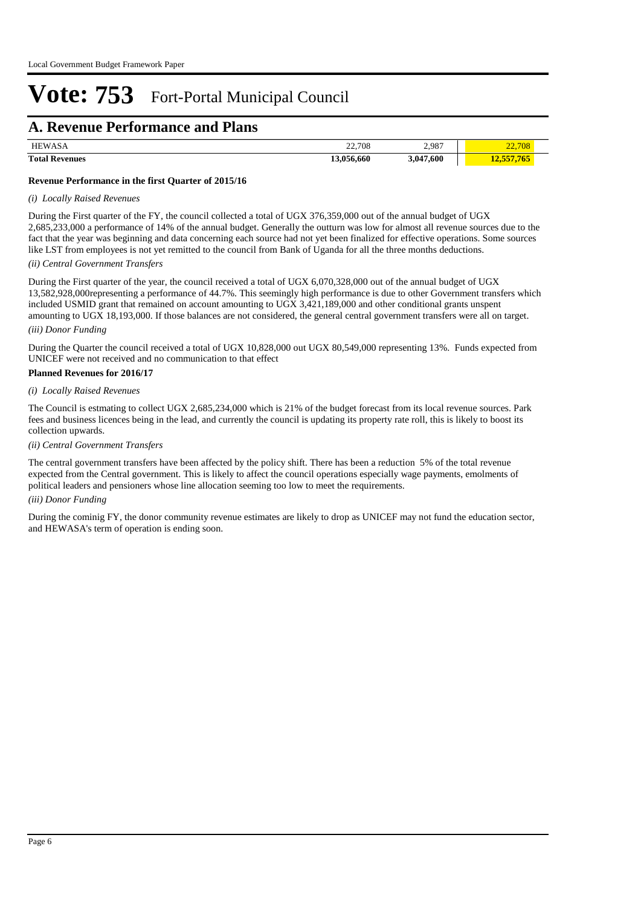# Vote: 753 Fort-Portal Municipal Council

## A. Revenue Performance and Plans

| | | | |
|---|---|---|---|
| HEWASA | 22,708 | 2,987 | 22,708 |
| **Total Revenues** | **13,056,660** | **3,047,600** | **12,557,765** |

**Revenue Performance in the first Quarter of 2015/16**

*(i) Locally Raised Revenues*

During the First quarter of the FY, the council collected a total of UGX 376,359,000 out of the annual budget of UGX 2,685,233,000 a performance of 14% of the annual budget. Generally the outturn was low for almost all revenue sources due to the fact that the year was beginning and data concerning each source had not yet been finalized for effective operations. Some sources like LST from employees is not yet remitted to the council from Bank of Uganda for all the three months deductions.

*(ii) Central Government Transfers*

During the First quarter of the year, the council received a total of UGX 6,070,328,000 out of the annual budget of UGX 13,582,928,000representing a performance of 44.7%. This seemingly high performance is due to other Government transfers which included USMID grant that remained on account amounting to UGX 3,421,189,000 and other conditional grants unspent amounting to UGX 18,193,000. If those balances are not considered, the general central government transfers were all on target.

*(iii) Donor Funding*

During the Quarter the council received a total of UGX 10,828,000 out UGX 80,549,000 representing 13%. Funds expected from UNICEF were not received and no communication to that effect

**Planned Revenues for 2016/17**

*(i) Locally Raised Revenues*

The Council is estmating to collect UGX 2,685,234,000 which is 21% of the budget forecast from its local revenue sources. Park fees and business licences being in the lead, and currently the council is updating its property rate roll, this is likely to boost its collection upwards.

*(ii) Central Government Transfers*

The central government transfers have been affected by the policy shift. There has been a reduction 5% of the total revenue expected from the Central government. This is likely to affect the council operations especially wage payments, emolments of political leaders and pensioners whose line allocation seeming too low to meet the requirements.

*(iii) Donor Funding*

During the cominig FY, the donor community revenue estimates are likely to drop as UNICEF may not fund the education sector, and HEWASA's term of operation is ending soon.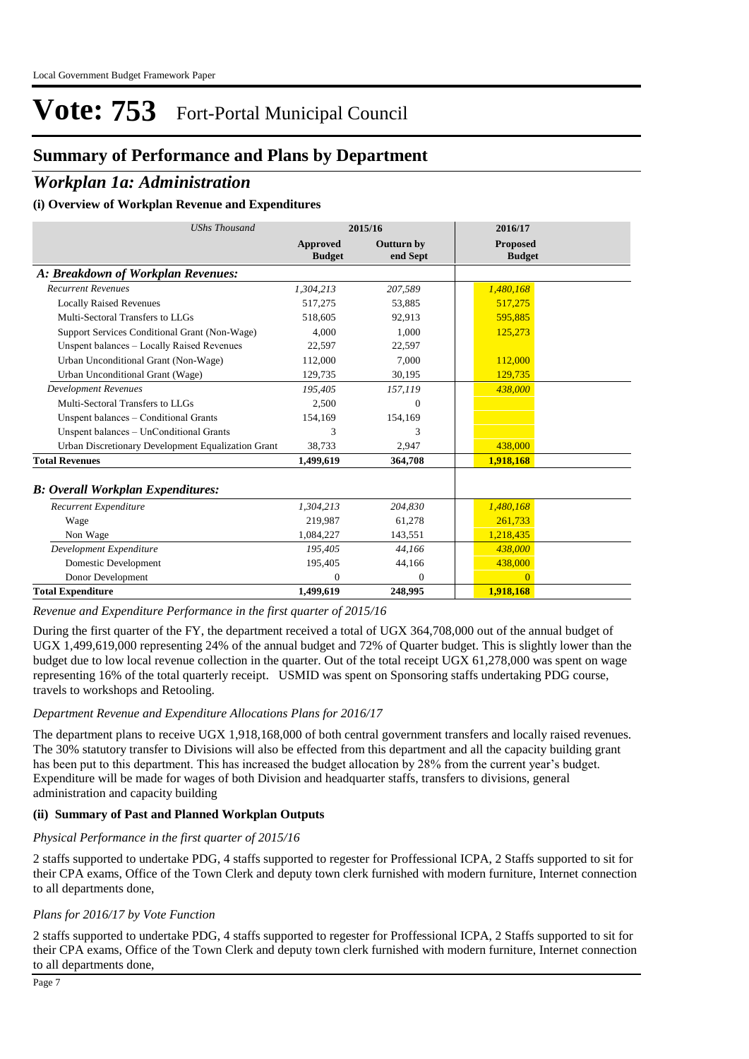# Vote: 753 Fort-Portal Municipal Council

## Summary of Performance and Plans by Department

## *Workplan 1a: Administration*

### (i) Overview of Workplan Revenue and Expenditures

| *UShs Thousand* | 2015/16 | | 2016/17 |
|---|---|---|---|
| | **Approved Budget** | **Outturn by end Sept** | **Proposed Budget** |
| ***A: Breakdown of Workplan Revenues:*** | | | |
| *Recurrent Revenues* | *1,304,213* | *207,589* | *1,480,168* |
| Locally Raised Revenues | 517,275 | 53,885 | 517,275 |
| Multi-Sectoral Transfers to LLGs | 518,605 | 92,913 | 595,885 |
| Support Services Conditional Grant (Non-Wage) | 4,000 | 1,000 | 125,273 |
| Unspent balances – Locally Raised Revenues | 22,597 | 22,597 | |
| Urban Unconditional Grant (Non-Wage) | 112,000 | 7,000 | 112,000 |
| Urban Unconditional Grant (Wage) | 129,735 | 30,195 | 129,735 |
| *Development Revenues* | *195,405* | *157,119* | *438,000* |
| Multi-Sectoral Transfers to LLGs | 2,500 | 0 | |
| Unspent balances – Conditional Grants | 154,169 | 154,169 | |
| Unspent balances – UnConditional Grants | 3 | 3 | |
| Urban Discretionary Development Equalization Grant | 38,733 | 2,947 | 438,000 |
| **Total Revenues** | **1,499,619** | **364,708** | **1,918,168** |
| ***B: Overall Workplan Expenditures:*** | | | |
| *Recurrent Expenditure* | *1,304,213* | *204,830* | *1,480,168* |
| Wage | 219,987 | 61,278 | 261,733 |
| Non Wage | 1,084,227 | 143,551 | 1,218,435 |
| *Development Expenditure* | *195,405* | *44,166* | *438,000* |
| Domestic Development | 195,405 | 44,166 | 438,000 |
| Donor Development | 0 | 0 | 0 |
| **Total Expenditure** | **1,499,619** | **248,995** | **1,918,168** |

*Revenue and Expenditure Performance in the first quarter of 2015/16*

During the first quarter of the FY, the department received a total of UGX 364,708,000 out of the annual budget of UGX 1,499,619,000 representing 24% of the annual budget and 72% of Quarter budget. This is slightly lower than the budget due to low local revenue collection in the quarter. Out of the total receipt UGX 61,278,000 was spent on wage representing 16% of the total quarterly receipt. USMID was spent on Sponsoring staffs undertaking PDG course, travels to workshops and Retooling.

*Department Revenue and Expenditure Allocations Plans for 2016/17*

The department plans to receive UGX 1,918,168,000 of both central government transfers and locally raised revenues. The 30% statutory transfer to Divisions will also be effected from this department and all the capacity building grant has been put to this department. This has increased the budget allocation by 28% from the current year's budget. Expenditure will be made for wages of both Division and headquarter staffs, transfers to divisions, general administration and capacity building

### (ii) Summary of Past and Planned Workplan Outputs

*Physical Performance in the first quarter of 2015/16*

2 staffs supported to undertake PDG, 4 staffs supported to regester for Proffessional ICPA, 2 Staffs supported to sit for their CPA exams, Office of the Town Clerk and deputy town clerk furnished with modern furniture, Internet connection to all departments done,

*Plans for 2016/17 by Vote Function*

2 staffs supported to undertake PDG, 4 staffs supported to regester for Proffessional ICPA, 2 Staffs supported to sit for their CPA exams, Office of the Town Clerk and deputy town clerk furnished with modern furniture, Internet connection to all departments done,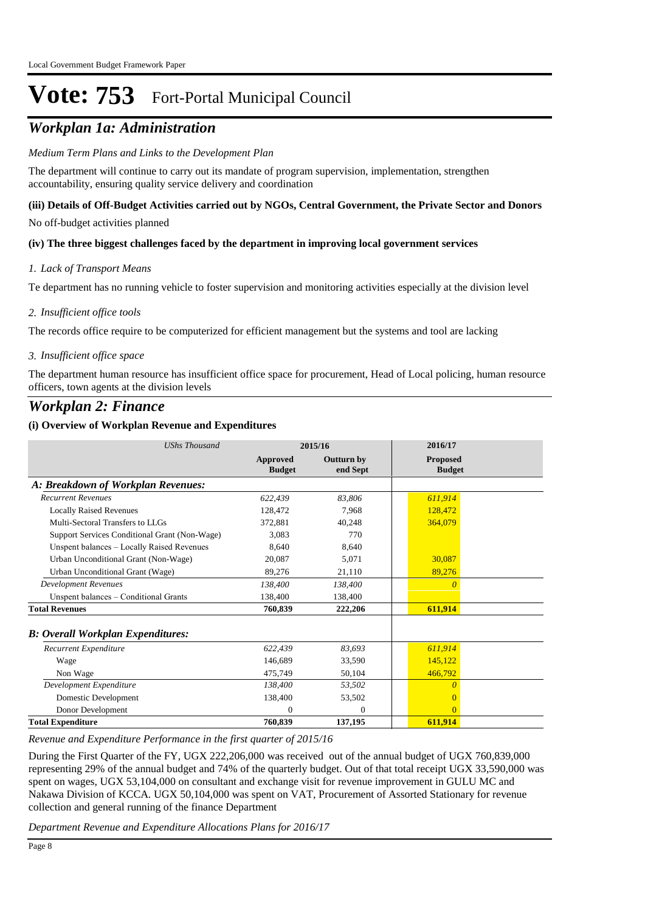# Vote: 753 Fort-Portal Municipal Council

## *Workplan 1a: Administration*

*Medium Term Plans and Links to the Development Plan*

The department will continue to carry out its mandate of program supervision, implementation, strengthen accountability, ensuring quality service delivery and coordination

**(iii) Details of Off-Budget Activities carried out by NGOs, Central Government, the Private Sector and Donors**

No off-budget activities planned

**(iv) The three biggest challenges faced by the department in improving local government services**

*1. Lack of Transport Means*

Te department has no running vehicle to foster supervision and monitoring activities especially at the division level

*2. Insufficient office tools*

The records office require to be computerized for efficient management but the systems and tool are lacking

*3. Insufficient office space*

The department human resource has insufficient office space for procurement, Head of Local policing, human resource officers, town agents at the division levels

## *Workplan 2: Finance*

**(i) Overview of Workplan Revenue and Expenditures**

| *UShs Thousand* | 2015/16 | | 2016/17 |
|---|---|---|---|
| | **Approved Budget** | **Outturn by end Sept** | **Proposed Budget** |
| ***A: Breakdown of Workplan Revenues:*** | | | |
| *Recurrent Revenues* | *622,439* | *83,806* | *611,914* |
| Locally Raised Revenues | 128,472 | 7,968 | 128,472 |
| Multi-Sectoral Transfers to LLGs | 372,881 | 40,248 | 364,079 |
| Support Services Conditional Grant (Non-Wage) | 3,083 | 770 | |
| Unspent balances – Locally Raised Revenues | 8,640 | 8,640 | |
| Urban Unconditional Grant (Non-Wage) | 20,087 | 5,071 | 30,087 |
| Urban Unconditional Grant (Wage) | 89,276 | 21,110 | 89,276 |
| *Development Revenues* | *138,400* | *138,400* | *0* |
| Unspent balances – Conditional Grants | 138,400 | 138,400 | |
| **Total Revenues** | **760,839** | **222,206** | **611,914** |
| ***B: Overall Workplan Expenditures:*** | | | |
| *Recurrent Expenditure* | *622,439* | *83,693* | *611,914* |
| Wage | 146,689 | 33,590 | 145,122 |
| Non Wage | 475,749 | 50,104 | 466,792 |
| *Development Expenditure* | *138,400* | *53,502* | *0* |
| Domestic Development | 138,400 | 53,502 | 0 |
| Donor Development | 0 | 0 | 0 |
| **Total Expenditure** | **760,839** | **137,195** | **611,914** |

*Revenue and Expenditure Performance in the first quarter of 2015/16*

During the First Quarter of the FY, UGX 222,206,000 was received out of the annual budget of UGX 760,839,000 representing 29% of the annual budget and 74% of the quarterly budget. Out of that total receipt UGX 33,590,000 was spent on wages, UGX 53,104,000 on consultant and exchange visit for revenue improvement in GULU MC and Nakawa Division of KCCA. UGX 50,104,000 was spent on VAT, Procurement of Assorted Stationary for revenue collection and general running of the finance Department

*Department Revenue and Expenditure Allocations Plans for 2016/17*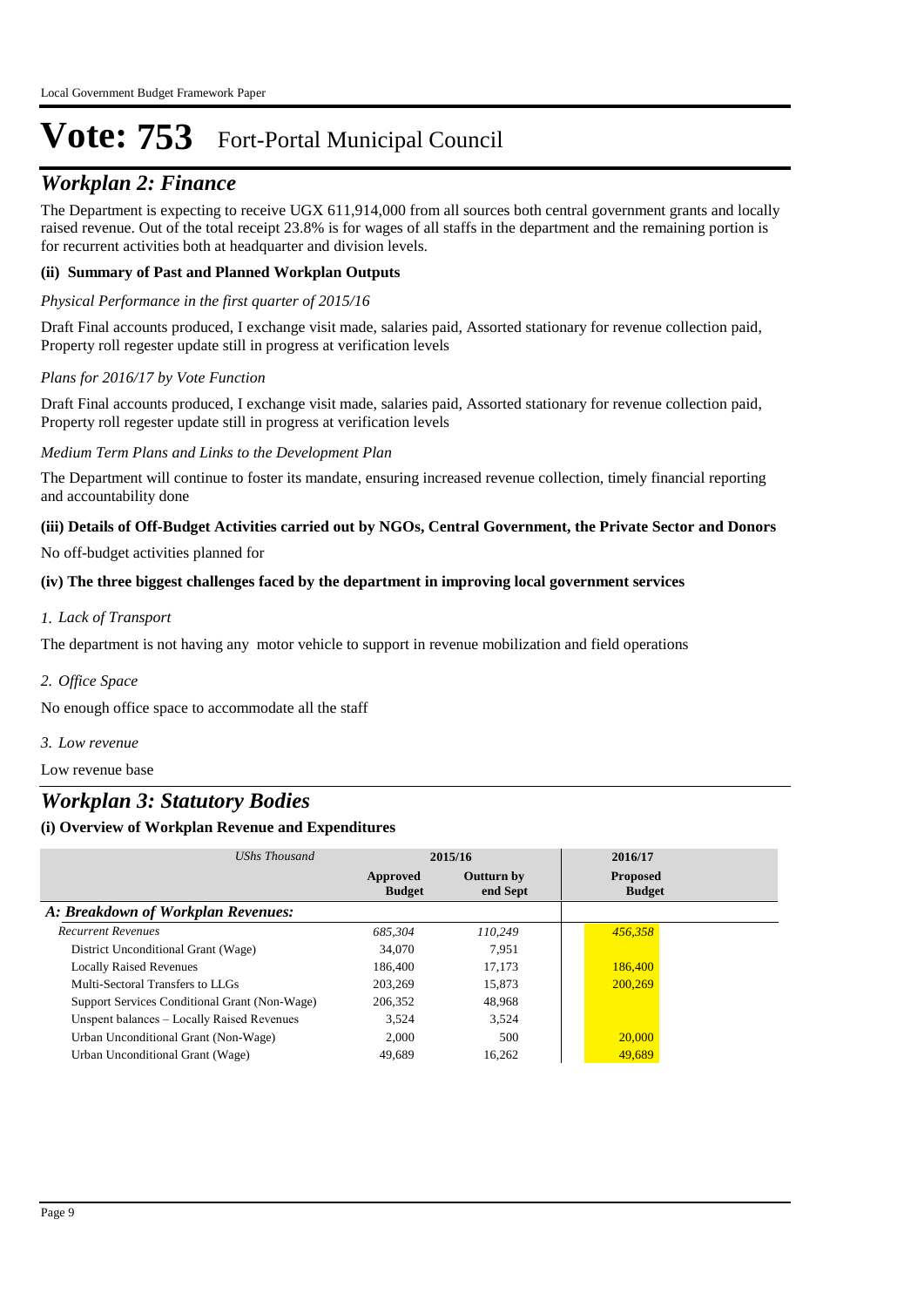# Vote: 753 Fort-Portal Municipal Council

## *Workplan 2: Finance*

The Department is expecting to receive UGX 611,914,000 from all sources both central government grants and locally raised revenue. Out of the total receipt 23.8% is for wages of all staffs in the department and the remaining portion is for recurrent activities both at headquarter and division levels.

### (ii) Summary of Past and Planned Workplan Outputs

*Physical Performance in the first quarter of 2015/16*

Draft Final accounts produced, I exchange visit made, salaries paid, Assorted stationary for revenue collection paid, Property roll regester update still in progress at verification levels

*Plans for 2016/17 by Vote Function*

Draft Final accounts produced, I exchange visit made, salaries paid, Assorted stationary for revenue collection paid, Property roll regester update still in progress at verification levels

*Medium Term Plans and Links to the Development Plan*

The Department will continue to foster its mandate, ensuring increased revenue collection, timely financial reporting and accountability done

### (iii) Details of Off-Budget Activities carried out by NGOs, Central Government, the Private Sector and Donors

No off-budget activities planned for

### (iv) The three biggest challenges faced by the department in improving local government services

*1. Lack of Transport*

The department is not having any motor vehicle to support in revenue mobilization and field operations

*2. Office Space*

No enough office space to accommodate all the staff

*3. Low revenue*

Low revenue base

## *Workplan 3: Statutory Bodies*

### (i) Overview of Workplan Revenue and Expenditures

| *UShs Thousand* | 2015/16 | | 2016/17 |
|---|---|---|---|
| | **Approved Budget** | **Outturn by end Sept** | **Proposed Budget** |
| ***A: Breakdown of Workplan Revenues:*** | | | |
| *Recurrent Revenues* | *685,304* | *110,249* | *456,358* |
| District Unconditional Grant (Wage) | 34,070 | 7,951 | |
| Locally Raised Revenues | 186,400 | 17,173 | 186,400 |
| Multi-Sectoral Transfers to LLGs | 203,269 | 15,873 | 200,269 |
| Support Services Conditional Grant (Non-Wage) | 206,352 | 48,968 | |
| Unspent balances – Locally Raised Revenues | 3,524 | 3,524 | |
| Urban Unconditional Grant (Non-Wage) | 2,000 | 500 | 20,000 |
| Urban Unconditional Grant (Wage) | 49,689 | 16,262 | 49,689 |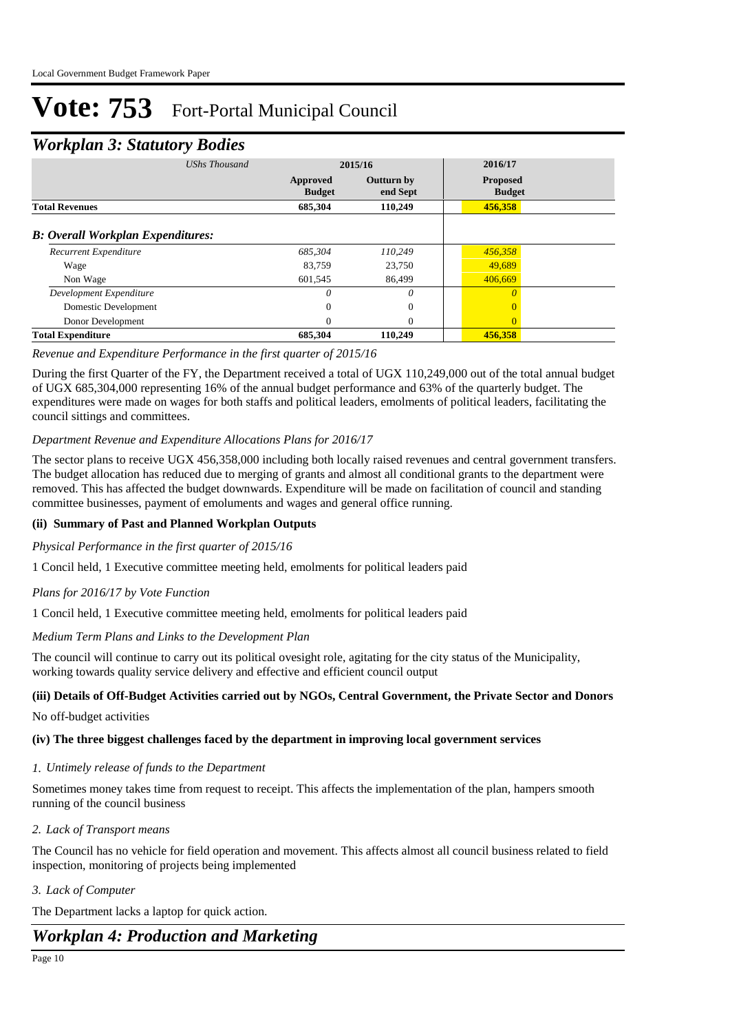# Vote: 753 Fort-Portal Municipal Council

## *Workplan 3: Statutory Bodies*

| *UShs Thousand* | 2015/16 | | 2016/17 |
|---|---|---|---|
| | **Approved Budget** | **Outturn by end Sept** | **Proposed Budget** |
| **Total Revenues** | **685,304** | **110,249** | **456,358** |
| ***B: Overall Workplan Expenditures:*** | | | |
| *Recurrent Expenditure* | *685,304* | *110,249* | *456,358* |
| Wage | 83,759 | 23,750 | 49,689 |
| Non Wage | 601,545 | 86,499 | 406,669 |
| *Development Expenditure* | *0* | *0* | *0* |
| Domestic Development | 0 | 0 | 0 |
| Donor Development | 0 | 0 | 0 |
| **Total Expenditure** | **685,304** | **110,249** | **456,358** |

*Revenue and Expenditure Performance in the first quarter of 2015/16*

During the first Quarter of the FY, the Department received a total of UGX 110,249,000 out of the total annual budget of UGX 685,304,000 representing 16% of the annual budget performance and 63% of the quarterly budget. The expenditures were made on wages for both staffs and political leaders, emolments of political leaders, facilitating the council sittings and committees.

*Department Revenue and Expenditure Allocations Plans for 2016/17*

The sector plans to receive UGX 456,358,000 including both locally raised revenues and central government transfers. The budget allocation has reduced due to merging of grants and almost all conditional grants to the department were removed. This has affected the budget downwards. Expenditure will be made on facilitation of council and standing committee businesses, payment of emoluments and wages and general office running.

### (ii) Summary of Past and Planned Workplan Outputs

*Physical Performance in the first quarter of 2015/16*

1 Concil held, 1 Executive committee meeting held, emolments for political leaders paid

*Plans for 2016/17 by Vote Function*

1 Concil held, 1 Executive committee meeting held, emolments for political leaders paid

*Medium Term Plans and Links to the Development Plan*

The council will continue to carry out its political ovesight role, agitating for the city status of the Municipality, working towards quality service delivery and effective and efficient council output

### (iii) Details of Off-Budget Activities carried out by NGOs, Central Government, the Private Sector and Donors

No off-budget activities

### (iv) The three biggest challenges faced by the department in improving local government services

*1. Untimely release of funds to the Department*

Sometimes money takes time from request to receipt. This affects the implementation of the plan, hampers smooth running of the council business

*2. Lack of Transport means*

The Council has no vehicle for field operation and movement. This affects almost all council business related to field inspection, monitoring of projects being implemented

*3. Lack of Computer*

The Department lacks a laptop for quick action.

## *Workplan 4: Production and Marketing*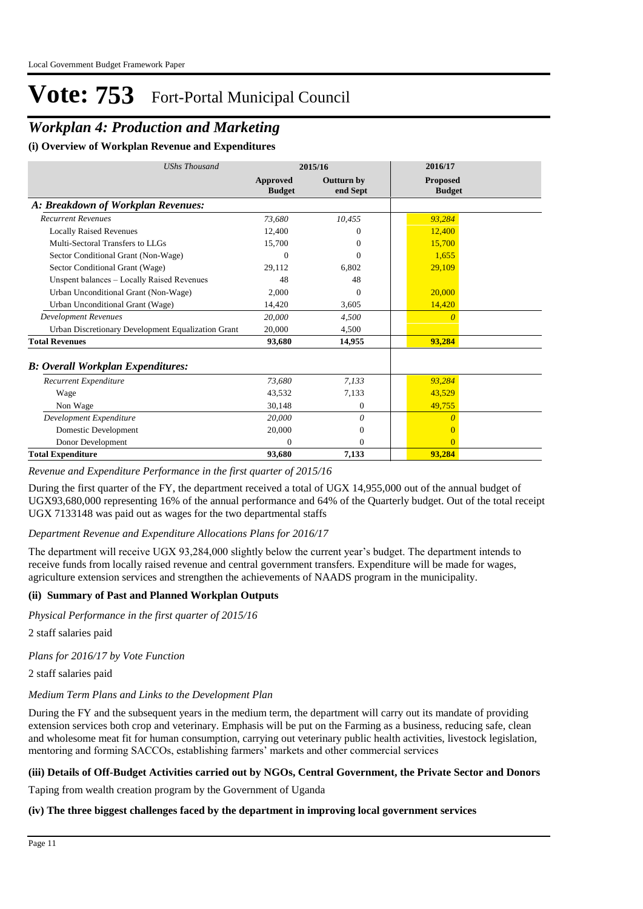# Vote: 753 Fort-Portal Municipal Council

## *Workplan 4: Production and Marketing*

### (i) Overview of Workplan Revenue and Expenditures

| *UShs Thousand* | 2015/16 | | 2016/17 |
|---|---|---|---|
| | **Approved Budget** | **Outturn by end Sept** | **Proposed Budget** |
| ***A: Breakdown of Workplan Revenues:*** | | | |
| *Recurrent Revenues* | *73,680* | *10,455* | *93,284* |
| Locally Raised Revenues | 12,400 | 0 | 12,400 |
| Multi-Sectoral Transfers to LLGs | 15,700 | 0 | 15,700 |
| Sector Conditional Grant (Non-Wage) | 0 | 0 | 1,655 |
| Sector Conditional Grant (Wage) | 29,112 | 6,802 | 29,109 |
| Unspent balances – Locally Raised Revenues | 48 | 48 | |
| Urban Unconditional Grant (Non-Wage) | 2,000 | 0 | 20,000 |
| Urban Unconditional Grant (Wage) | 14,420 | 3,605 | 14,420 |
| *Development Revenues* | *20,000* | *4,500* | *0* |
| Urban Discretionary Development Equalization Grant | 20,000 | 4,500 | |
| **Total Revenues** | **93,680** | **14,955** | **93,284** |
| ***B: Overall Workplan Expenditures:*** | | | |
| *Recurrent Expenditure* | *73,680* | *7,133* | *93,284* |
| Wage | 43,532 | 7,133 | 43,529 |
| Non Wage | 30,148 | 0 | 49,755 |
| *Development Expenditure* | *20,000* | *0* | *0* |
| Domestic Development | 20,000 | 0 | 0 |
| Donor Development | 0 | 0 | 0 |
| **Total Expenditure** | **93,680** | **7,133** | **93,284** |

*Revenue and Expenditure Performance in the first quarter of 2015/16*

During the first quarter of the FY, the department received a total of UGX 14,955,000 out of the annual budget of UGX93,680,000 representing 16% of the annual performance and 64% of the Quarterly budget. Out of the total receipt UGX 7133148 was paid out as wages for the two departmental staffs

*Department Revenue and Expenditure Allocations Plans for 2016/17*

The department will receive UGX 93,284,000 slightly below the current year's budget. The department intends to receive funds from locally raised revenue and central government transfers. Expenditure will be made for wages, agriculture extension services and strengthen the achievements of NAADS program in the municipality.

### (ii) Summary of Past and Planned Workplan Outputs

*Physical Performance in the first quarter of 2015/16*

2 staff salaries paid

*Plans for 2016/17 by Vote Function*

2 staff salaries paid

*Medium Term Plans and Links to the Development Plan*

During the FY and the subsequent years in the medium term, the department will carry out its mandate of providing extension services both crop and veterinary. Emphasis will be put on the Farming as a business, reducing safe, clean and wholesome meat fit for human consumption, carrying out veterinary public health activities, livestock legislation, mentoring and forming SACCOs, establishing farmers' markets and other commercial services

### (iii) Details of Off-Budget Activities carried out by NGOs, Central Government, the Private Sector and Donors

Taping from wealth creation program by the Government of Uganda

### (iv) The three biggest challenges faced by the department in improving local government services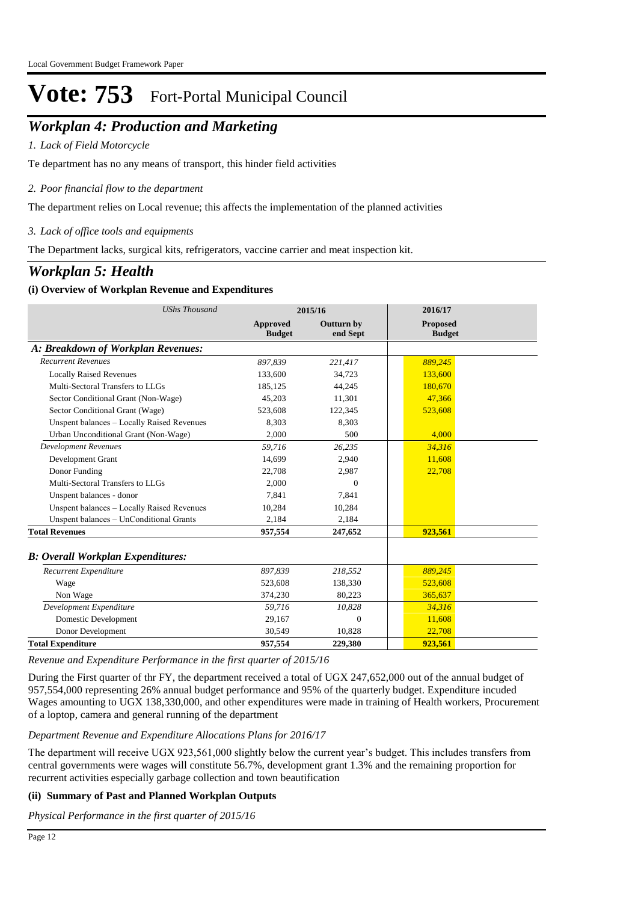# Vote: 753 Fort-Portal Municipal Council

## *Workplan 4: Production and Marketing*

*1. Lack of Field Motorcycle*

Te department has no any means of transport, this hinder field activities

*2. Poor financial flow to the department*

The department relies on Local revenue; this affects the implementation of the planned activities

*3. Lack of office tools and equipments*

The Department lacks, surgical kits, refrigerators, vaccine carrier and meat inspection kit.

## *Workplan 5: Health*

### (i) Overview of Workplan Revenue and Expenditures

| *UShs Thousand* | 2015/16 | | 2016/17 |
|---|---|---|---|
| | **Approved Budget** | **Outturn by end Sept** | **Proposed Budget** |
| ***A: Breakdown of Workplan Revenues:*** | | | |
| *Recurrent Revenues* | *897,839* | *221,417* | *889,245* |
| Locally Raised Revenues | 133,600 | 34,723 | 133,600 |
| Multi-Sectoral Transfers to LLGs | 185,125 | 44,245 | 180,670 |
| Sector Conditional Grant (Non-Wage) | 45,203 | 11,301 | 47,366 |
| Sector Conditional Grant (Wage) | 523,608 | 122,345 | 523,608 |
| Unspent balances – Locally Raised Revenues | 8,303 | 8,303 | |
| Urban Unconditional Grant (Non-Wage) | 2,000 | 500 | 4,000 |
| *Development Revenues* | *59,716* | *26,235* | *34,316* |
| Development Grant | 14,699 | 2,940 | 11,608 |
| Donor Funding | 22,708 | 2,987 | 22,708 |
| Multi-Sectoral Transfers to LLGs | 2,000 | 0 | |
| Unspent balances - donor | 7,841 | 7,841 | |
| Unspent balances – Locally Raised Revenues | 10,284 | 10,284 | |
| Unspent balances – UnConditional Grants | 2,184 | 2,184 | |
| **Total Revenues** | **957,554** | **247,652** | **923,561** |
| ***B: Overall Workplan Expenditures:*** | | | |
| *Recurrent Expenditure* | *897,839* | *218,552* | *889,245* |
| Wage | 523,608 | 138,330 | 523,608 |
| Non Wage | 374,230 | 80,223 | 365,637 |
| *Development Expenditure* | *59,716* | *10,828* | *34,316* |
| Domestic Development | 29,167 | 0 | 11,608 |
| Donor Development | 30,549 | 10,828 | 22,708 |
| **Total Expenditure** | **957,554** | **229,380** | **923,561** |

*Revenue and Expenditure Performance in the first quarter of 2015/16*

During the First quarter of thr FY, the department received a total of UGX 247,652,000 out of the annual budget of 957,554,000 representing 26% annual budget performance and 95% of the quarterly budget. Expenditure incuded Wages amounting to UGX 138,330,000, and other expenditures were made in training of Health workers, Procurement of a loptop, camera and general running of the department

*Department Revenue and Expenditure Allocations Plans for 2016/17*

The department will receive UGX 923,561,000 slightly below the current year's budget. This includes transfers from central governments were wages will constitute 56.7%, development grant 1.3% and the remaining proportion for recurrent activities especially garbage collection and town beautification

### (ii) Summary of Past and Planned Workplan Outputs

*Physical Performance in the first quarter of 2015/16*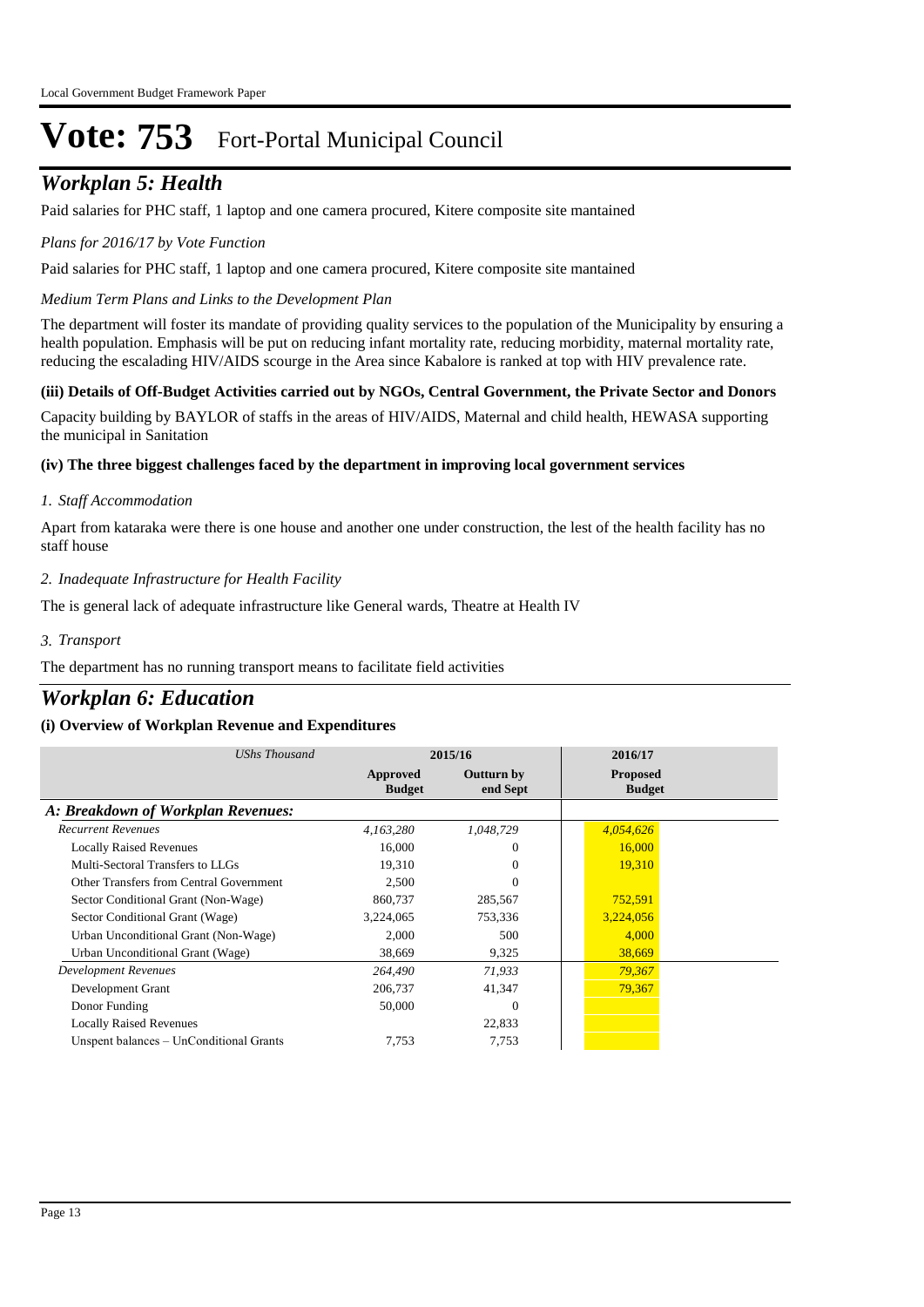# Vote: 753 Fort-Portal Municipal Council

## *Workplan 5: Health*

Paid salaries for PHC staff, 1 laptop and one camera procured, Kitere composite site mantained

*Plans for 2016/17 by Vote Function*

Paid salaries for PHC staff, 1 laptop and one camera procured, Kitere composite site mantained

*Medium Term Plans and Links to the Development Plan*

The department will foster its mandate of providing quality services to the population of the Municipality by ensuring a health population. Emphasis will be put on reducing infant mortality rate, reducing morbidity, maternal mortality rate, reducing the escalading HIV/AIDS scourge in the Area since Kabalore is ranked at top with HIV prevalence rate.

**(iii) Details of Off-Budget Activities carried out by NGOs, Central Government, the Private Sector and Donors**

Capacity building by BAYLOR of staffs in the areas of HIV/AIDS, Maternal and child health, HEWASA supporting the municipal in Sanitation

**(iv) The three biggest challenges faced by the department in improving local government services**

*1. Staff Accommodation*

Apart from kataraka were there is one house and another one under construction, the lest of the health facility has no staff house

*2. Inadequate Infrastructure for Health Facility*

The is general lack of adequate infrastructure like General wards, Theatre at Health IV

*3. Transport*

The department has no running transport means to facilitate field activities

## *Workplan 6: Education*

**(i) Overview of Workplan Revenue and Expenditures**

| *UShs Thousand* | 2015/16 | | 2016/17 |
|---|---|---|---|
| | **Approved Budget** | **Outturn by end Sept** | **Proposed Budget** |
| ***A: Breakdown of Workplan Revenues:*** | | | |
| *Recurrent Revenues* | *4,163,280* | *1,048,729* | *4,054,626* |
| Locally Raised Revenues | 16,000 | 0 | 16,000 |
| Multi-Sectoral Transfers to LLGs | 19,310 | 0 | 19,310 |
| Other Transfers from Central Government | 2,500 | 0 | |
| Sector Conditional Grant (Non-Wage) | 860,737 | 285,567 | 752,591 |
| Sector Conditional Grant (Wage) | 3,224,065 | 753,336 | 3,224,056 |
| Urban Unconditional Grant (Non-Wage) | 2,000 | 500 | 4,000 |
| Urban Unconditional Grant (Wage) | 38,669 | 9,325 | 38,669 |
| *Development Revenues* | *264,490* | *71,933* | *79,367* |
| Development Grant | 206,737 | 41,347 | 79,367 |
| Donor Funding | 50,000 | 0 | |
| Locally Raised Revenues | | 22,833 | |
| Unspent balances – UnConditional Grants | 7,753 | 7,753 | |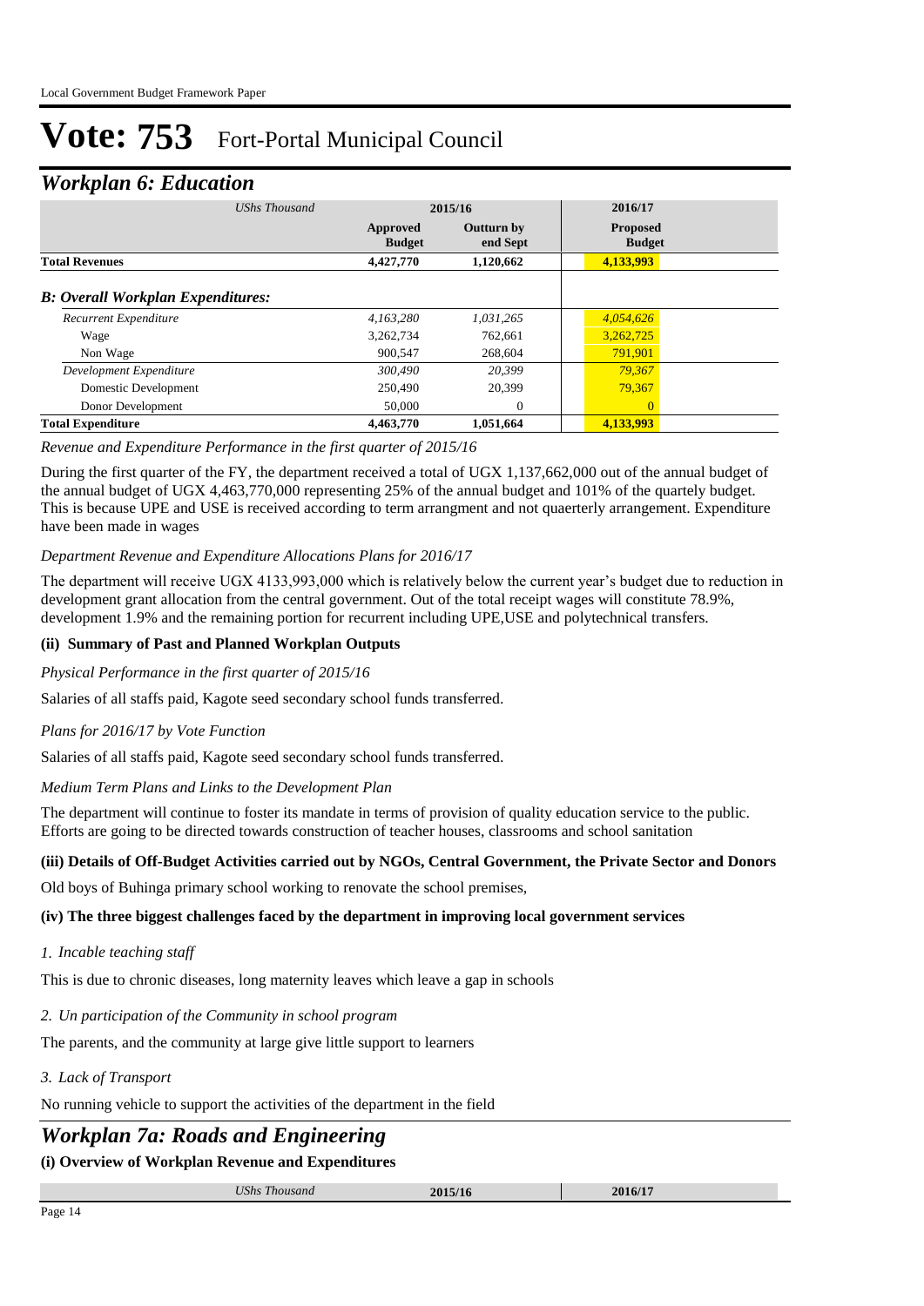# Vote: 753 Fort-Portal Municipal Council

## *Workplan 6: Education*

| *UShs Thousand* | 2015/16 | | 2016/17 |
|---|---|---|---|
| | **Approved Budget** | **Outturn by end Sept** | **Proposed Budget** |
| **Total Revenues** | 4,427,770 | 1,120,662 | 4,133,993 |
| ***B: Overall Workplan Expenditures:*** | | | |
| *Recurrent Expenditure* | *4,163,280* | *1,031,265* | *4,054,626* |
| Wage | 3,262,734 | 762,661 | 3,262,725 |
| Non Wage | 900,547 | 268,604 | 791,901 |
| *Development Expenditure* | *300,490* | *20,399* | *79,367* |
| Domestic Development | 250,490 | 20,399 | 79,367 |
| Donor Development | 50,000 | 0 | 0 |
| **Total Expenditure** | **4,463,770** | **1,051,664** | **4,133,993** |

*Revenue and Expenditure Performance in the first quarter of 2015/16*

During the first quarter of the FY, the department received a total of UGX 1,137,662,000 out of the annual budget of the annual budget of UGX 4,463,770,000 representing 25% of the annual budget and 101% of the quartely budget. This is because UPE and USE is received according to term arrangment and not quaerterly arrangement. Expenditure have been made in wages

*Department Revenue and Expenditure Allocations Plans for 2016/17*

The department will receive UGX 4133,993,000 which is relatively below the current year's budget due to reduction in development grant allocation from the central government. Out of the total receipt wages will constitute 78.9%, development 1.9% and the remaining portion for recurrent including UPE,USE and polytechnical transfers.

### (ii) Summary of Past and Planned Workplan Outputs

*Physical Performance in the first quarter of 2015/16*

Salaries of all staffs paid, Kagote seed secondary school funds transferred.

*Plans for 2016/17 by Vote Function*

Salaries of all staffs paid, Kagote seed secondary school funds transferred.

*Medium Term Plans and Links to the Development Plan*

The department will continue to foster its mandate in terms of provision of quality education service to the public. Efforts are going to be directed towards construction of teacher houses, classrooms and school sanitation

### (iii) Details of Off-Budget Activities carried out by NGOs, Central Government, the Private Sector and Donors

Old boys of Buhinga primary school working to renovate the school premises,

### (iv) The three biggest challenges faced by the department in improving local government services

*1. Incable teaching staff*

This is due to chronic diseases, long maternity leaves which leave a gap in schools

*2. Un participation of the Community in school program*

The parents, and the community at large give little support to learners

*3. Lack of Transport*

No running vehicle to support the activities of the department in the field

## *Workplan 7a: Roads and Engineering*

### (i) Overview of Workplan Revenue and Expenditures

| *UShs Thousand* | 2015/16 | 2016/17 |
|---|---|---|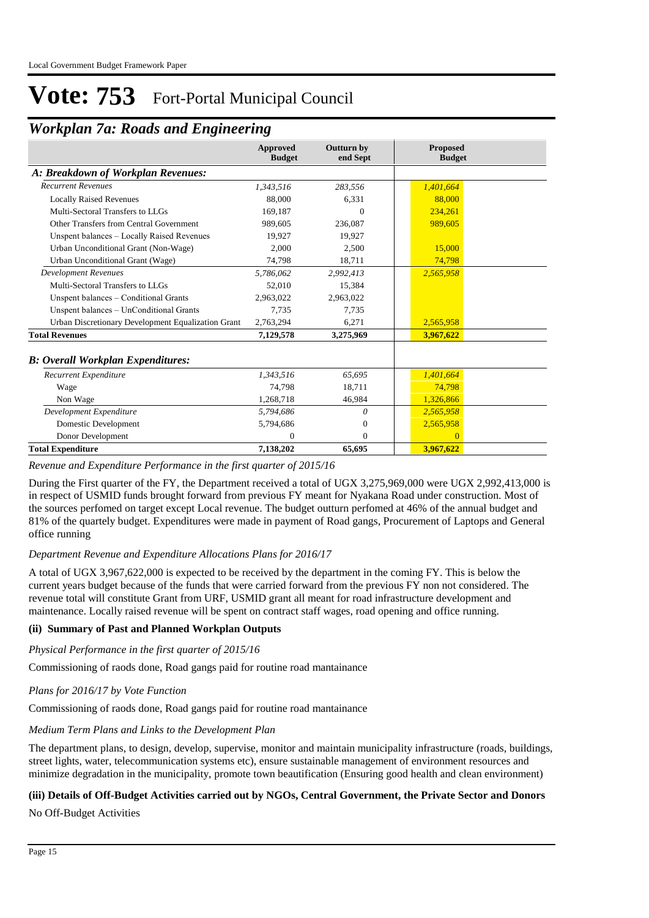# Vote: 753 Fort-Portal Municipal Council

## Workplan 7a: Roads and Engineering

| | Approved Budget | Outturn by end Sept | Proposed Budget |
|---|---|---|---|
| ***A: Breakdown of Workplan Revenues:*** | | | |
| *Recurrent Revenues* | *1,343,516* | *283,556* | *1,401,664* |
| Locally Raised Revenues | 88,000 | 6,331 | 88,000 |
| Multi-Sectoral Transfers to LLGs | 169,187 | 0 | 234,261 |
| Other Transfers from Central Government | 989,605 | 236,087 | 989,605 |
| Unspent balances – Locally Raised Revenues | 19,927 | 19,927 | |
| Urban Unconditional Grant (Non-Wage) | 2,000 | 2,500 | 15,000 |
| Urban Unconditional Grant (Wage) | 74,798 | 18,711 | 74,798 |
| *Development Revenues* | *5,786,062* | *2,992,413* | *2,565,958* |
| Multi-Sectoral Transfers to LLGs | 52,010 | 15,384 | |
| Unspent balances – Conditional Grants | 2,963,022 | 2,963,022 | |
| Unspent balances – UnConditional Grants | 7,735 | 7,735 | |
| Urban Discretionary Development Equalization Grant | 2,763,294 | 6,271 | 2,565,958 |
| **Total Revenues** | **7,129,578** | **3,275,969** | **3,967,622** |
| ***B: Overall Workplan Expenditures:*** | | | |
| *Recurrent Expenditure* | *1,343,516* | *65,695* | *1,401,664* |
| Wage | 74,798 | 18,711 | 74,798 |
| Non Wage | 1,268,718 | 46,984 | 1,326,866 |
| *Development Expenditure* | *5,794,686* | *0* | *2,565,958* |
| Domestic Development | 5,794,686 | 0 | 2,565,958 |
| Donor Development | 0 | 0 | 0 |
| **Total Expenditure** | **7,138,202** | **65,695** | **3,967,622** |

*Revenue and Expenditure Performance in the first quarter of 2015/16*

During the First quarter of the FY, the Department received a total of UGX 3,275,969,000 were UGX 2,992,413,000 is in respect of USMID funds brought forward from previous FY meant for Nyakana Road under construction. Most of the sources perfomed on target except Local revenue. The budget outturn perfomed at 46% of the annual budget and 81% of the quartely budget. Expenditures were made in payment of Road gangs, Procurement of Laptops and General office running

*Department Revenue and Expenditure Allocations Plans for 2016/17*

A total of UGX 3,967,622,000 is expected to be received by the department in the coming FY. This is below the current years budget because of the funds that were carried forward from the previous FY non not considered. The revenue total will constitute Grant from URF, USMID grant all meant for road infrastructure development and maintenance. Locally raised revenue will be spent on contract staff wages, road opening and office running.

**(ii) Summary of Past and Planned Workplan Outputs**

*Physical Performance in the first quarter of 2015/16*

Commissioning of raods done, Road gangs paid for routine road mantainance

*Plans for 2016/17 by Vote Function*

Commissioning of raods done, Road gangs paid for routine road mantainance

*Medium Term Plans and Links to the Development Plan*

The department plans, to design, develop, supervise, monitor and maintain municipality infrastructure (roads, buildings, street lights, water, telecommunication systems etc), ensure sustainable management of environment resources and minimize degradation in the municipality, promote town beautification (Ensuring good health and clean environment)

**(iii) Details of Off-Budget Activities carried out by NGOs, Central Government, the Private Sector and Donors**

No Off-Budget Activities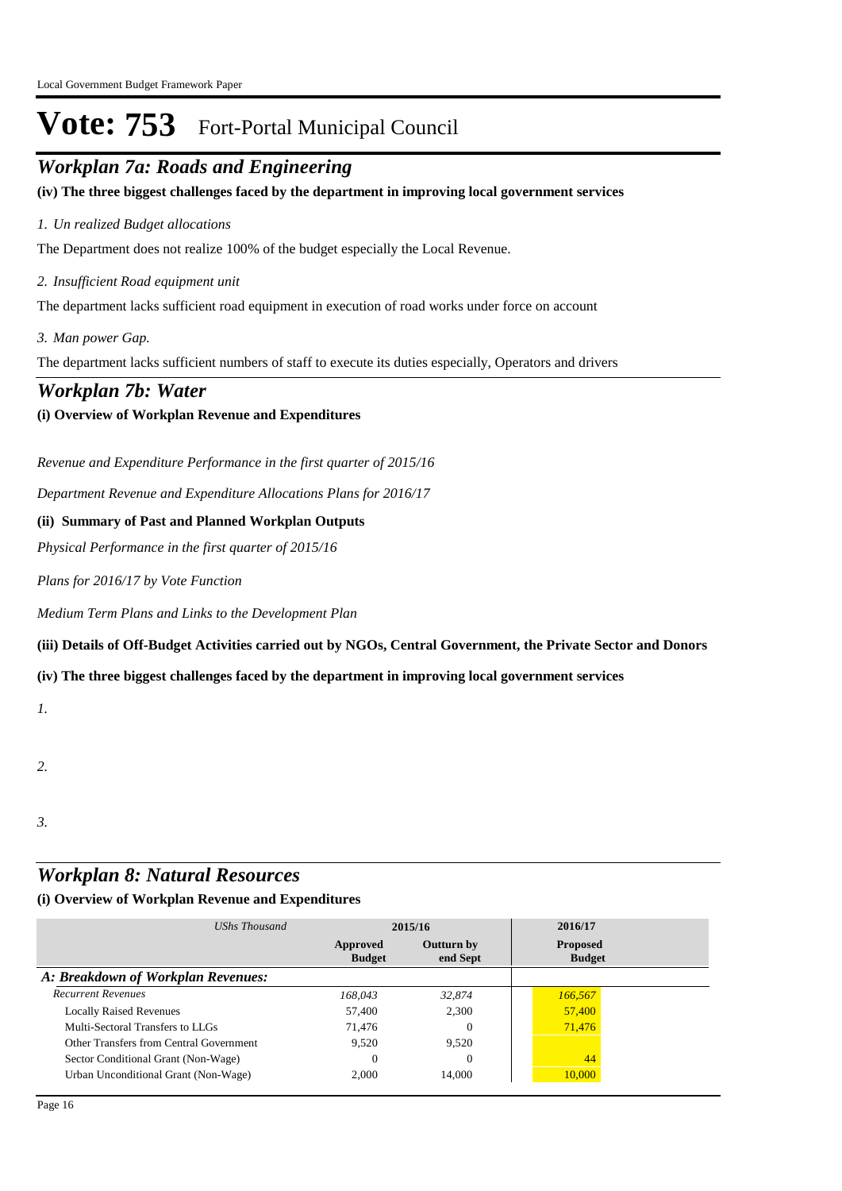# Vote: 753 Fort-Portal Municipal Council

## *Workplan 7a: Roads and Engineering*

**(iv) The three biggest challenges faced by the department in improving local government services**

*1. Un realized Budget allocations*

The Department does not realize 100% of the budget especially the Local Revenue.

*2. Insufficient Road equipment unit*

The department lacks sufficient road equipment in execution of road works under force on account

*3. Man power Gap.*

The department lacks sufficient numbers of staff to execute its duties especially, Operators and drivers

## *Workplan 7b: Water*

**(i) Overview of Workplan Revenue and Expenditures**

*Revenue and Expenditure Performance in the first quarter of 2015/16*

*Department Revenue and Expenditure Allocations Plans for 2016/17*

**(ii) Summary of Past and Planned Workplan Outputs**

*Physical Performance in the first quarter of 2015/16*

*Plans for 2016/17 by Vote Function*

*Medium Term Plans and Links to the Development Plan*

**(iii) Details of Off-Budget Activities carried out by NGOs, Central Government, the Private Sector and Donors**

**(iv) The three biggest challenges faced by the department in improving local government services**

*1.*

*2.*

*3.*

## *Workplan 8: Natural Resources*

**(i) Overview of Workplan Revenue and Expenditures**

| *UShs Thousand* | 2015/16 | | 2016/17 |
|---|---|---|---|
| | **Approved Budget** | **Outturn by end Sept** | **Proposed Budget** |
| ***A: Breakdown of Workplan Revenues:*** | | | |
| *Recurrent Revenues* | *168,043* | *32,874* | *166,567* |
| Locally Raised Revenues | 57,400 | 2,300 | 57,400 |
| Multi-Sectoral Transfers to LLGs | 71,476 | 0 | 71,476 |
| Other Transfers from Central Government | 9,520 | 9,520 | |
| Sector Conditional Grant (Non-Wage) | 0 | 0 | 44 |
| Urban Unconditional Grant (Non-Wage) | 2,000 | 14,000 | 10,000 |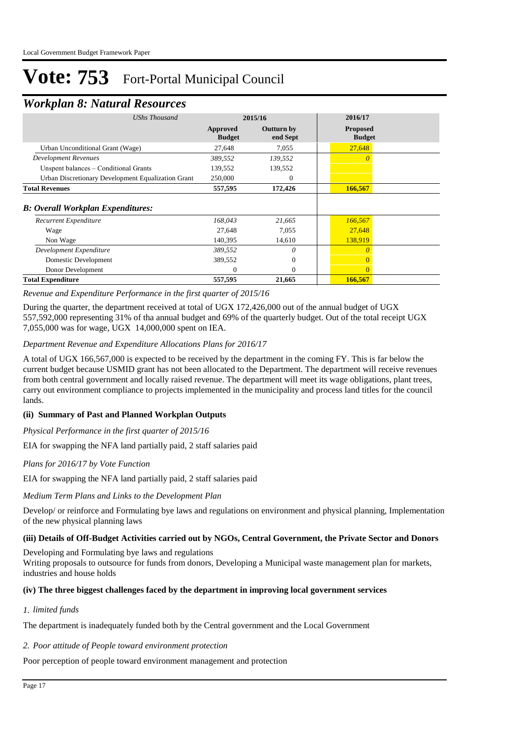# Vote: 753 Fort-Portal Municipal Council

## *Workplan 8: Natural Resources*

| *UShs Thousand* | 2015/16 | | 2016/17 |
|---|---|---|---|
| | **Approved Budget** | **Outturn by end Sept** | **Proposed Budget** |
| Urban Unconditional Grant (Wage) | 27,648 | 7,055 | 27,648 |
| *Development Revenues* | *389,552* | *139,552* | *0* |
| Unspent balances – Conditional Grants | 139,552 | 139,552 | |
| Urban Discretionary Development Equalization Grant | 250,000 | 0 | |
| **Total Revenues** | **557,595** | **172,426** | **166,567** |
| ***B: Overall Workplan Expenditures:*** | | | |
| *Recurrent Expenditure* | *168,043* | *21,665* | *166,567* |
| Wage | 27,648 | 7,055 | 27,648 |
| Non Wage | 140,395 | 14,610 | 138,919 |
| *Development Expenditure* | *389,552* | *0* | *0* |
| Domestic Development | 389,552 | 0 | 0 |
| Donor Development | 0 | 0 | 0 |
| **Total Expenditure** | **557,595** | **21,665** | **166,567** |

*Revenue and Expenditure Performance in the first quarter of 2015/16*

During the quarter, the department received at total of UGX 172,426,000 out of the annual budget of UGX 557,592,000 representing 31% of tha annual budget and 69% of the quarterly budget. Out of the total receipt UGX 7,055,000 was for wage, UGX 14,000,000 spent on IEA.

*Department Revenue and Expenditure Allocations Plans for 2016/17*

A total of UGX 166,567,000 is expected to be received by the department in the coming FY. This is far below the current budget because USMID grant has not been allocated to the Department. The department will receive revenues from both central government and locally raised revenue. The department will meet its wage obligations, plant trees, carry out environment compliance to projects implemented in the municipality and process land titles for the council lands.

### (ii) Summary of Past and Planned Workplan Outputs

*Physical Performance in the first quarter of 2015/16*

EIA for swapping the NFA land partially paid, 2 staff salaries paid

*Plans for 2016/17 by Vote Function*

EIA for swapping the NFA land partially paid, 2 staff salaries paid

*Medium Term Plans and Links to the Development Plan*

Develop/ or reinforce and Formulating bye laws and regulations on environment and physical planning, Implementation of the new physical planning laws

### (iii) Details of Off-Budget Activities carried out by NGOs, Central Government, the Private Sector and Donors

Developing and Formulating bye laws and regulations
Writing proposals to outsource for funds from donors, Developing a Municipal waste management plan for markets, industries and house holds

### (iv) The three biggest challenges faced by the department in improving local government services

*1. limited funds*

The department is inadequately funded both by the Central government and the Local Government

*2. Poor attitude of People toward environment protection*

Poor perception of people toward environment management and protection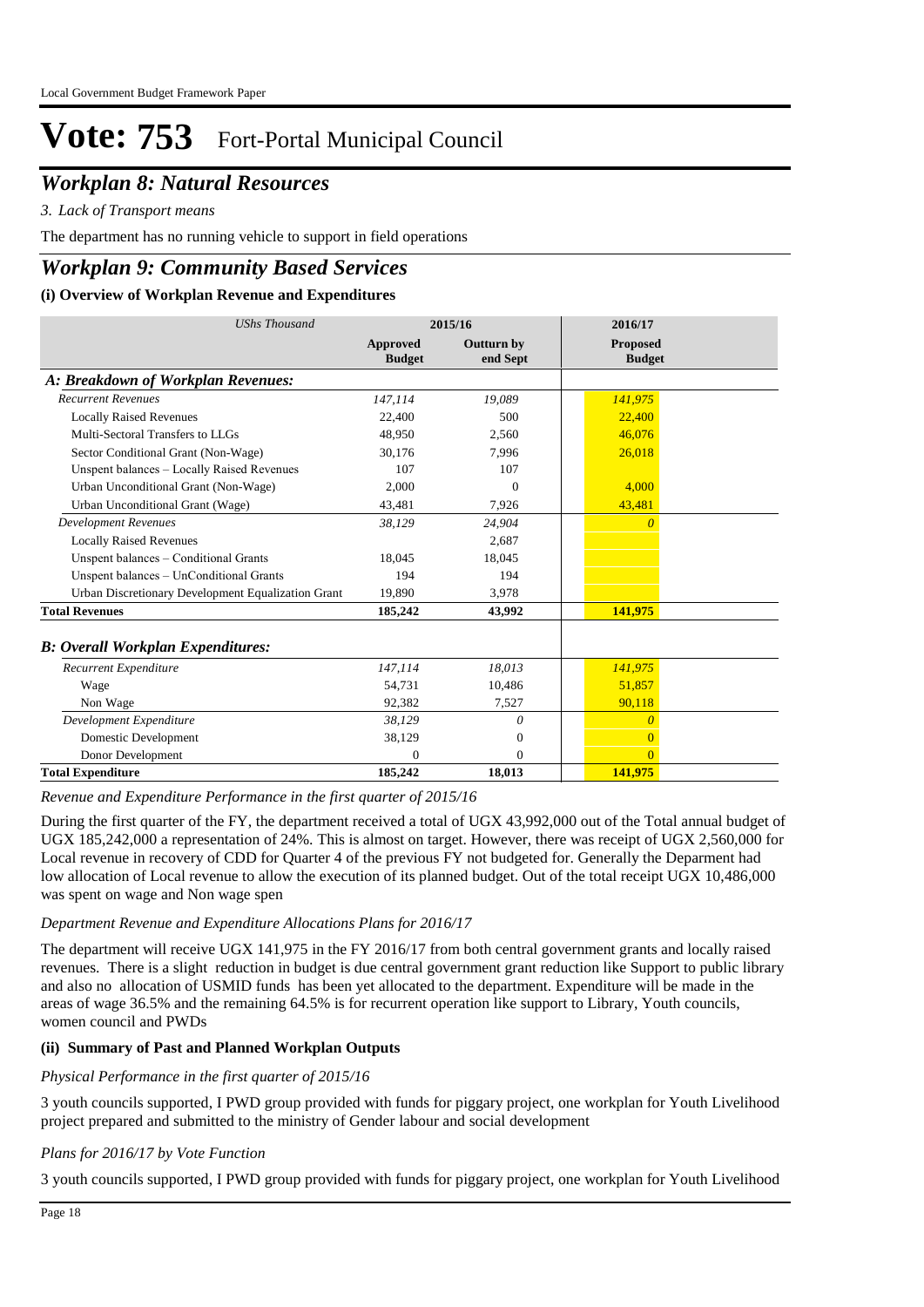# Vote: 753 Fort-Portal Municipal Council

## *Workplan 8: Natural Resources*

*3. Lack of Transport means*

The department has no running vehicle to support in field operations

## *Workplan 9: Community Based Services*

### (i) Overview of Workplan Revenue and Expenditures

| *UShs Thousand* | 2015/16 | | 2016/17 |
|---|---|---|---|
| | **Approved Budget** | **Outturn by end Sept** | **Proposed Budget** |
| ***A: Breakdown of Workplan Revenues:*** | | | |
| *Recurrent Revenues* | *147,114* | *19,089* | *141,975* |
| Locally Raised Revenues | 22,400 | 500 | 22,400 |
| Multi-Sectoral Transfers to LLGs | 48,950 | 2,560 | 46,076 |
| Sector Conditional Grant (Non-Wage) | 30,176 | 7,996 | 26,018 |
| Unspent balances – Locally Raised Revenues | 107 | 107 | |
| Urban Unconditional Grant (Non-Wage) | 2,000 | 0 | 4,000 |
| Urban Unconditional Grant (Wage) | 43,481 | 7,926 | 43,481 |
| *Development Revenues* | *38,129* | *24,904* | *0* |
| Locally Raised Revenues | | 2,687 | |
| Unspent balances – Conditional Grants | 18,045 | 18,045 | |
| Unspent balances – UnConditional Grants | 194 | 194 | |
| Urban Discretionary Development Equalization Grant | 19,890 | 3,978 | |
| **Total Revenues** | **185,242** | **43,992** | **141,975** |
| ***B: Overall Workplan Expenditures:*** | | | |
| *Recurrent Expenditure* | *147,114* | *18,013* | *141,975* |
| Wage | 54,731 | 10,486 | 51,857 |
| Non Wage | 92,382 | 7,527 | 90,118 |
| *Development Expenditure* | *38,129* | *0* | *0* |
| Domestic Development | 38,129 | 0 | 0 |
| Donor Development | 0 | 0 | 0 |
| **Total Expenditure** | **185,242** | **18,013** | **141,975** |

*Revenue and Expenditure Performance in the first quarter of 2015/16*

During the first quarter of the FY, the department received a total of UGX 43,992,000 out of the Total annual budget of UGX 185,242,000 a representation of 24%. This is almost on target. However, there was receipt of UGX 2,560,000 for Local revenue in recovery of CDD for Quarter 4 of the previous FY not budgeted for. Generally the Deparment had low allocation of Local revenue to allow the execution of its planned budget. Out of the total receipt UGX 10,486,000 was spent on wage and Non wage spen

*Department Revenue and Expenditure Allocations Plans for 2016/17*

The department will receive UGX 141,975 in the FY 2016/17 from both central government grants and locally raised revenues. There is a slight reduction in budget is due central government grant reduction like Support to public library and also no allocation of USMID funds has been yet allocated to the department. Expenditure will be made in the areas of wage 36.5% and the remaining 64.5% is for recurrent operation like support to Library, Youth councils, women council and PWDs

### (ii) Summary of Past and Planned Workplan Outputs

*Physical Performance in the first quarter of 2015/16*

3 youth councils supported, I PWD group provided with funds for piggary project, one workplan for Youth Livelihood project prepared and submitted to the ministry of Gender labour and social development

*Plans for 2016/17 by Vote Function*

3 youth councils supported, I PWD group provided with funds for piggary project, one workplan for Youth Livelihood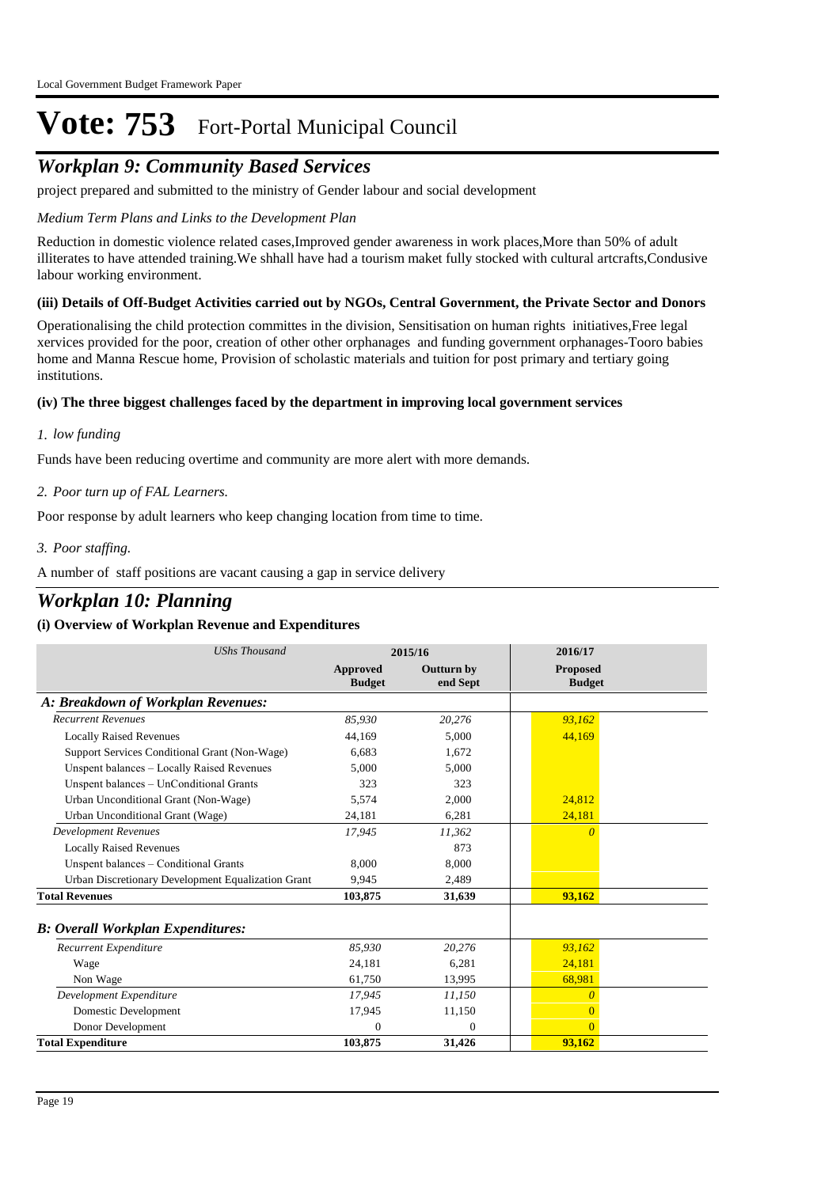# Vote: 753 Fort-Portal Municipal Council

## *Workplan 9: Community Based Services*

project prepared and submitted to the ministry of Gender labour and social development

*Medium Term Plans and Links to the Development Plan*

Reduction in domestic violence related cases,Improved gender awareness in work places,More than 50% of adult illiterates to have attended training.We shhall have had a tourism maket fully stocked with cultural artcrafts,Condusive labour working environment.

**(iii) Details of Off-Budget Activities carried out by NGOs, Central Government, the Private Sector and Donors**

Operationalising the child protection committes in the division, Sensitisation on human rights initiatives,Free legal xervices provided for the poor, creation of other other orphanages and funding government orphanages-Tooro babies home and Manna Rescue home, Provision of scholastic materials and tuition for post primary and tertiary going institutions.

**(iv) The three biggest challenges faced by the department in improving local government services**

*1. low funding*

Funds have been reducing overtime and community are more alert with more demands.

*2. Poor turn up of FAL Learners.*

Poor response by adult learners who keep changing location from time to time.

*3. Poor staffing.*

A number of staff positions are vacant causing a gap in service delivery

## *Workplan 10: Planning*

**(i) Overview of Workplan Revenue and Expenditures**

| *UShs Thousand* | 2015/16 | | 2016/17 |
|---|---|---|---|
| | **Approved Budget** | **Outturn by end Sept** | **Proposed Budget** |
| ***A: Breakdown of Workplan Revenues:*** | | | |
| *Recurrent Revenues* | *85,930* | *20,276* | *93,162* |
| Locally Raised Revenues | 44,169 | 5,000 | 44,169 |
| Support Services Conditional Grant (Non-Wage) | 6,683 | 1,672 | |
| Unspent balances – Locally Raised Revenues | 5,000 | 5,000 | |
| Unspent balances – UnConditional Grants | 323 | 323 | |
| Urban Unconditional Grant (Non-Wage) | 5,574 | 2,000 | 24,812 |
| Urban Unconditional Grant (Wage) | 24,181 | 6,281 | 24,181 |
| *Development Revenues* | *17,945* | *11,362* | *0* |
| Locally Raised Revenues | | 873 | |
| Unspent balances – Conditional Grants | 8,000 | 8,000 | |
| Urban Discretionary Development Equalization Grant | 9,945 | 2,489 | |
| **Total Revenues** | **103,875** | **31,639** | **93,162** |
| ***B: Overall Workplan Expenditures:*** | | | |
| *Recurrent Expenditure* | *85,930* | *20,276* | *93,162* |
| Wage | 24,181 | 6,281 | 24,181 |
| Non Wage | 61,750 | 13,995 | 68,981 |
| *Development Expenditure* | *17,945* | *11,150* | *0* |
| Domestic Development | 17,945 | 11,150 | 0 |
| Donor Development | 0 | 0 | 0 |
| **Total Expenditure** | **103,875** | **31,426** | **93,162** |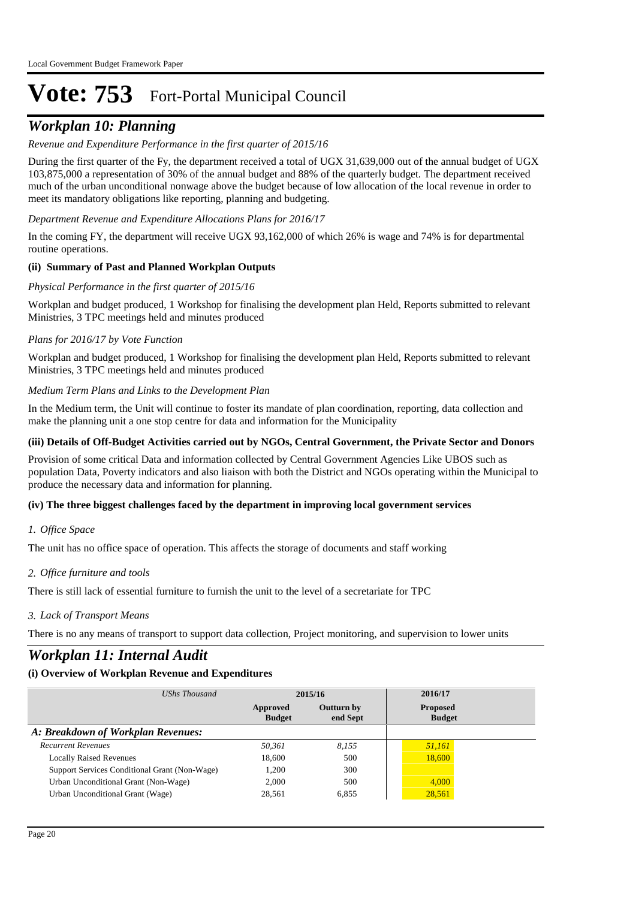# Vote: 753 Fort-Portal Municipal Council

## *Workplan 10: Planning*

*Revenue and Expenditure Performance in the first quarter of 2015/16*

During the first quarter of the Fy, the department received a total of UGX 31,639,000 out of the annual budget of UGX 103,875,000 a representation of 30% of the annual budget and 88% of the quarterly budget. The department received much of the urban unconditional nonwage above the budget because of low allocation of the local revenue in order to meet its mandatory obligations like reporting, planning and budgeting.

*Department Revenue and Expenditure Allocations Plans for 2016/17*

In the coming FY, the department will receive UGX 93,162,000 of which 26% is wage and 74% is for departmental routine operations.

### (ii) Summary of Past and Planned Workplan Outputs

*Physical Performance in the first quarter of 2015/16*

Workplan and budget produced, 1 Workshop for finalising the development plan Held, Reports submitted to relevant Ministries, 3 TPC meetings held and minutes produced

*Plans for 2016/17 by Vote Function*

Workplan and budget produced, 1 Workshop for finalising the development plan Held, Reports submitted to relevant Ministries, 3 TPC meetings held and minutes produced

*Medium Term Plans and Links to the Development Plan*

In the Medium term, the Unit will continue to foster its mandate of plan coordination, reporting, data collection and make the planning unit a one stop centre for data and information for the Municipality

### (iii) Details of Off-Budget Activities carried out by NGOs, Central Government, the Private Sector and Donors

Provision of some critical Data and information collected by Central Government Agencies Like UBOS such as population Data, Poverty indicators and also liaison with both the District and NGOs operating within the Municipal to produce the necessary data and information for planning.

### (iv) The three biggest challenges faced by the department in improving local government services

*1. Office Space*

The unit has no office space of operation. This affects the storage of documents and staff working

*2. Office furniture and tools*

There is still lack of essential furniture to furnish the unit to the level of a secretariate for TPC

*3. Lack of Transport Means*

There is no any means of transport to support data collection, Project monitoring, and supervision to lower units

## *Workplan 11: Internal Audit*

### (i) Overview of Workplan Revenue and Expenditures

| *UShs Thousand* | 2015/16 | | 2016/17 |
|---|---|---|---|
| | **Approved Budget** | **Outturn by end Sept** | **Proposed Budget** |
| ***A: Breakdown of Workplan Revenues:*** | | | |
| *Recurrent Revenues* | *50,361* | *8,155* | *51,161* |
| Locally Raised Revenues | 18,600 | 500 | 18,600 |
| Support Services Conditional Grant (Non-Wage) | 1,200 | 300 | |
| Urban Unconditional Grant (Non-Wage) | 2,000 | 500 | 4,000 |
| Urban Unconditional Grant (Wage) | 28,561 | 6,855 | 28,561 |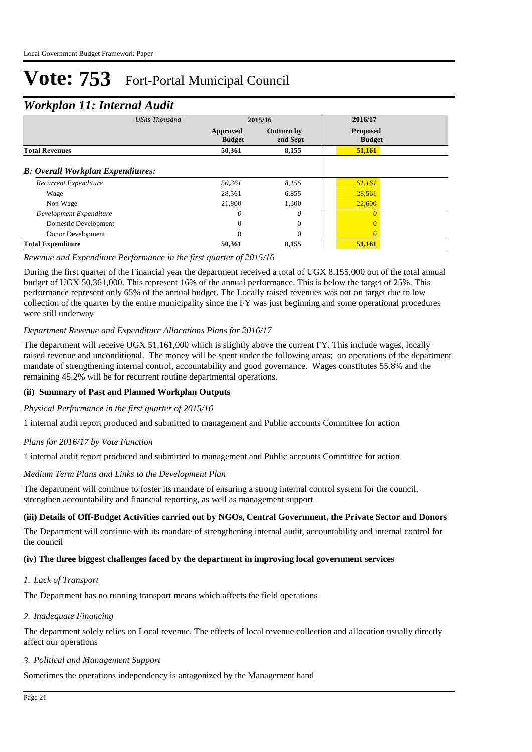# Vote: 753 Fort-Portal Municipal Council

## *Workplan 11: Internal Audit*

| *UShs Thousand* | 2015/16 | | 2016/17 |
|---|---|---|---|
| | **Approved Budget** | **Outturn by end Sept** | **Proposed Budget** |
| **Total Revenues** | **50,361** | **8,155** | **51,161** |
| ***B: Overall Workplan Expenditures:*** | | | |
| *Recurrent Expenditure* | *50,361* | *8,155* | *51,161* |
| Wage | 28,561 | 6,855 | 28,561 |
| Non Wage | 21,800 | 1,300 | 22,600 |
| *Development Expenditure* | *0* | *0* | *0* |
| Domestic Development | 0 | 0 | 0 |
| Donor Development | 0 | 0 | 0 |
| **Total Expenditure** | **50,361** | **8,155** | **51,161** |

*Revenue and Expenditure Performance in the first quarter of 2015/16*

During the first quarter of the Financial year the department received a total of UGX 8,155,000 out of the total annual budget of UGX 50,361,000. This represent 16% of the annual performance. This is below the target of 25%. This performance represent only 65% of the annual budget. The Locally raised revenues was not on target due to low collection of the quarter by the entire municipality since the FY was just beginning and some operational procedures were still underway

*Department Revenue and Expenditure Allocations Plans for 2016/17*

The department will receive UGX 51,161,000 which is slightly above the current FY. This include wages, locally raised revenue and unconditional. The money will be spent under the following areas; on operations of the department mandate of strengthening internal control, accountability and good governance. Wages constitutes 55.8% and the remaining 45.2% will be for recurrent routine departmental operations.

### (ii) Summary of Past and Planned Workplan Outputs

*Physical Performance in the first quarter of 2015/16*

1 internal audit report produced and submitted to management and Public accounts Committee for action

*Plans for 2016/17 by Vote Function*

1 internal audit report produced and submitted to management and Public accounts Committee for action

*Medium Term Plans and Links to the Development Plan*

The department will continue to foster its mandate of ensuring a strong internal control system for the council, strengthen accountability and financial reporting, as well as management support

### (iii) Details of Off-Budget Activities carried out by NGOs, Central Government, the Private Sector and Donors

The Department will continue with its mandate of strengthening internal audit, accountability and internal control for the council

### (iv) The three biggest challenges faced by the department in improving local government services

*1. Lack of Transport*

The Department has no running transport means which affects the field operations

*2. Inadequate Financing*

The department solely relies on Local revenue. The effects of local revenue collection and allocation usually directly affect our operations

*3. Political and Management Support*

Sometimes the operations independency is antagonized by the Management hand